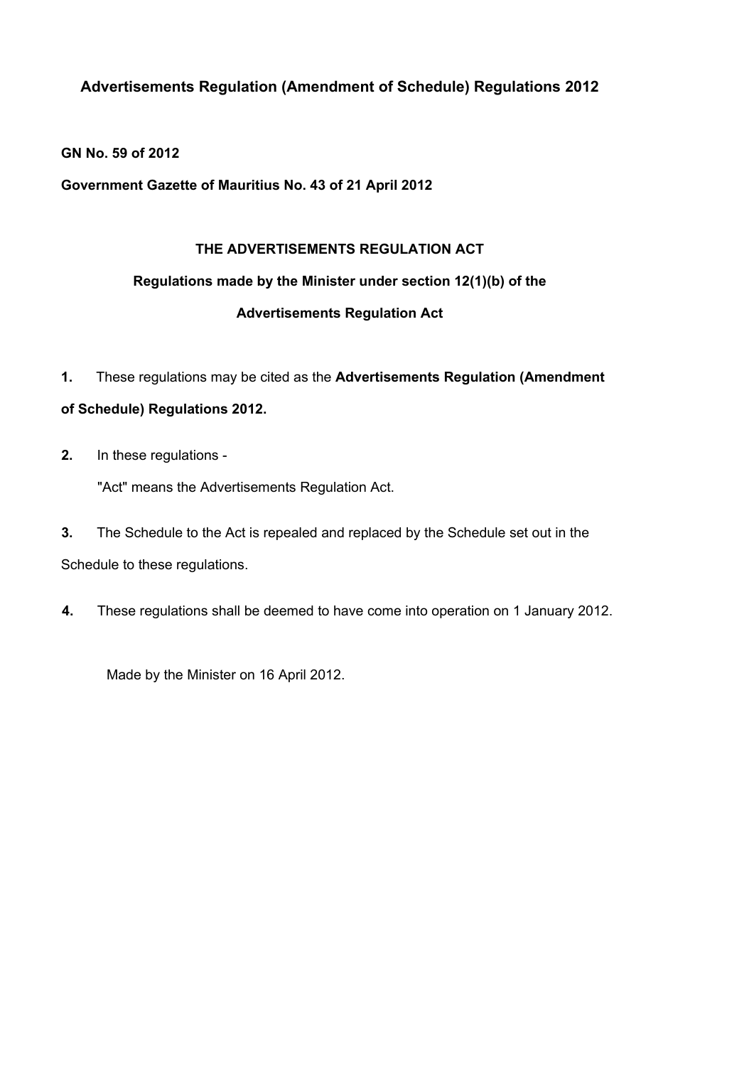# Advertisements Regulation (Amendment of Schedule) Regulations 2012

**GN No. 59 of 2012**

**Government Gazette of Mauritius No. 43 of 21 April 2012**

**THE ADVERTISEMENTS REGULATION ACT**

**Regulations made by the Minister under section 12(1)(b) of the**

**Advertisements Regulation Act**

**1.** These regulations may be cited as the **Advertisements Regulation (Amendment of Schedule) Regulations 2012.**

**2.** In these regulations -

"Act" means the Advertisements Regulation Act.

**3.** The Schedule to the Act is repealed and replaced by the Schedule set out in the Schedule to these regulations.

**4.** These regulations shall be deemed to have come into operation on 1 January 2012.

Made by the Minister on 16 April 2012.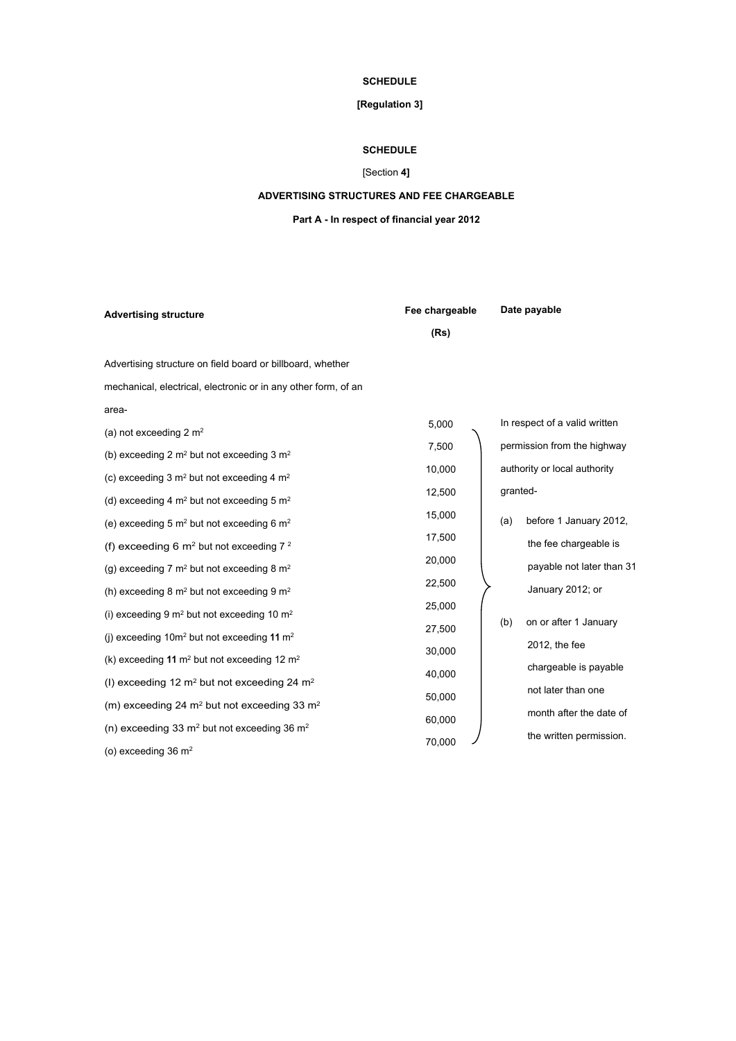**SCHEDULE**

**[Regulation 3]**

**SCHEDULE**

[Section **4]**

**ADVERTISING STRUCTURES AND FEE CHARGEABLE**

**Part A - In respect of financial year 2012**

| **Advertising structure** | **Fee chargeable (Rs)** | **Date payable** |
|---|---|---|
| Advertising structure on field board or billboard, whether mechanical, electrical, electronic or in any other form, of an area- | | In respect of a valid written permission from the highway authority or local authority granted- (a) before 1 January 2012, the fee chargeable is payable not later than 31 January 2012; or (b) on or after 1 January 2012, the fee chargeable is payable not later than one month after the date of the written permission. |
| (a) not exceeding 2 $m^2$ | 5,000 | |
| (b) exceeding 2 $m^2$ but not exceeding 3 $m^2$ | 7,500 | |
| (c) exceeding 3 $m^2$ but not exceeding 4 $m^2$ | 10,000 | |
| (d) exceeding 4 $m^2$ but not exceeding 5 $m^2$ | 12,500 | |
| (e) exceeding 5 $m^2$ but not exceeding 6 $m^2$ | 15,000 | |
| (f) exceeding 6 $m^2$ but not exceeding 7 $^2$ | 17,500 | |
| (g) exceeding 7 $m^2$ but not exceeding 8 $m^2$ | 20,000 | |
| (h) exceeding 8 $m^2$ but not exceeding 9 $m^2$ | 22,500 | |
| (i) exceeding 9 $m^2$ but not exceeding 10 $m^2$ | 25,000 | |
| (j) exceeding 10$m^2$ but not exceeding **11** $m^2$ | 27,500 | |
| (k) exceeding **11** $m^2$ but not exceeding 12 $m^2$ | 30,000 | |
| (l) exceeding 12 $m^2$ but not exceeding 24 $m^2$ | 40,000 | |
| (m) exceeding 24 $m^2$ but not exceeding 33 $m^2$ | 50,000 | |
| (n) exceeding 33 $m^2$ but not exceeding 36 $m^2$ | 60,000 | |
| (o) exceeding 36 $m^2$ | 70,000 | |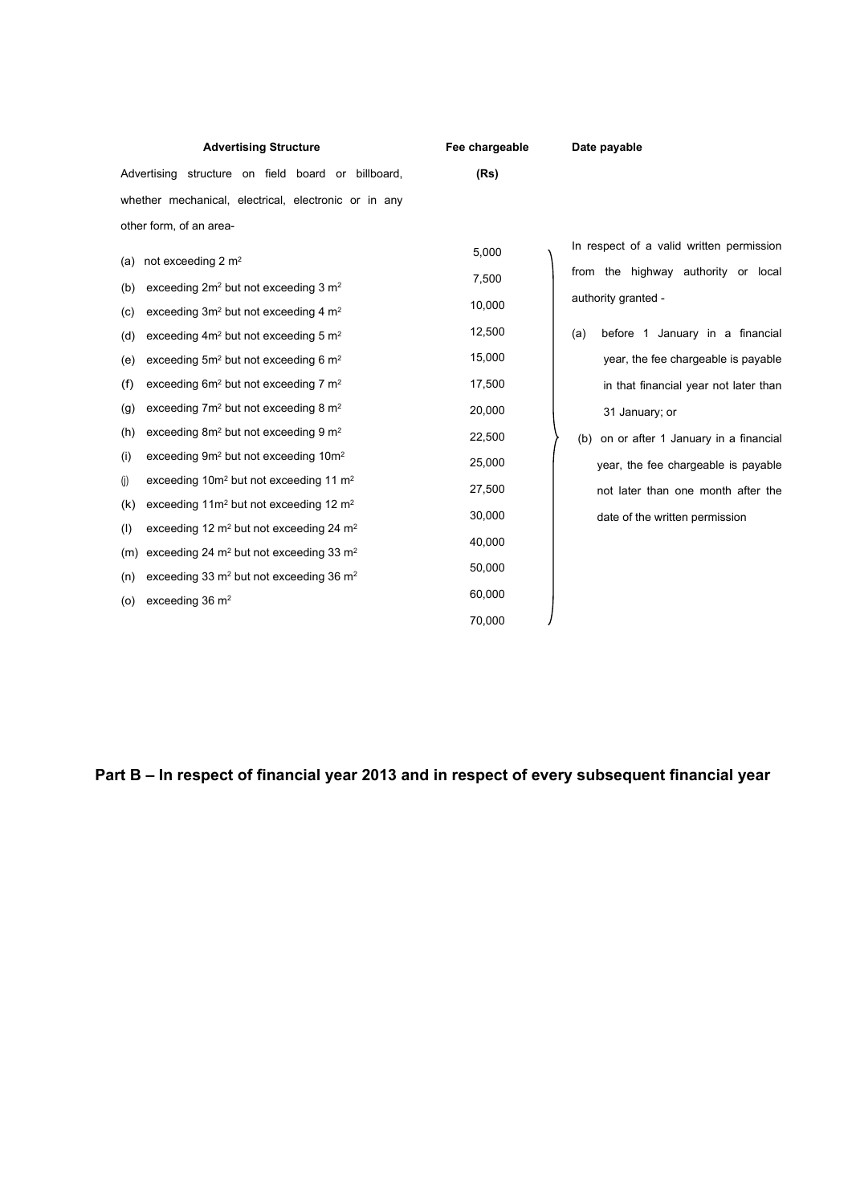| Advertising Structure | Fee chargeable | Date payable |
|---|---|---|
| Advertising structure on field board or billboard, whether mechanical, electrical, electronic or in any other form, of an area- | (Rs) | |
| (a) not exceeding 2 $m^2$ | 5,000 | In respect of a valid written permission from the highway authority or local authority granted - (a) before 1 January in a financial year, the fee chargeable is payable in that financial year not later than 31 January; or (b) on or after 1 January in a financial year, the fee chargeable is payable not later than one month after the date of the written permission |
| (b) exceeding 2$m^2$ but not exceeding 3 $m^2$ | 7,500 | |
| (c) exceeding 3$m^2$ but not exceeding 4 $m^2$ | 10,000 | |
| (d) exceeding 4$m^2$ but not exceeding 5 $m^2$ | 12,500 | |
| (e) exceeding 5$m^2$ but not exceeding 6 $m^2$ | 15,000 | |
| (f) exceeding 6$m^2$ but not exceeding 7 $m^2$ | 17,500 | |
| (g) exceeding 7$m^2$ but not exceeding 8 $m^2$ | 20,000 | |
| (h) exceeding 8$m^2$ but not exceeding 9 $m^2$ | 22,500 | |
| (i) exceeding 9$m^2$ but not exceeding 10$m^2$ | 25,000 | |
| (j) exceeding 10$m^2$ but not exceeding 11 $m^2$ | 27,500 | |
| (k) exceeding 11$m^2$ but not exceeding 12 $m^2$ | 30,000 | |
| (l) exceeding 12 $m^2$ but not exceeding 24 $m^2$ | 40,000 | |
| (m) exceeding 24 $m^2$ but not exceeding 33 $m^2$ | 50,000 | |
| (n) exceeding 33 $m^2$ but not exceeding 36 $m^2$ | 60,000 | |
| (o) exceeding 36 $m^2$ | 70,000 | |

## Part B – In respect of financial year 2013 and in respect of every subsequent financial year